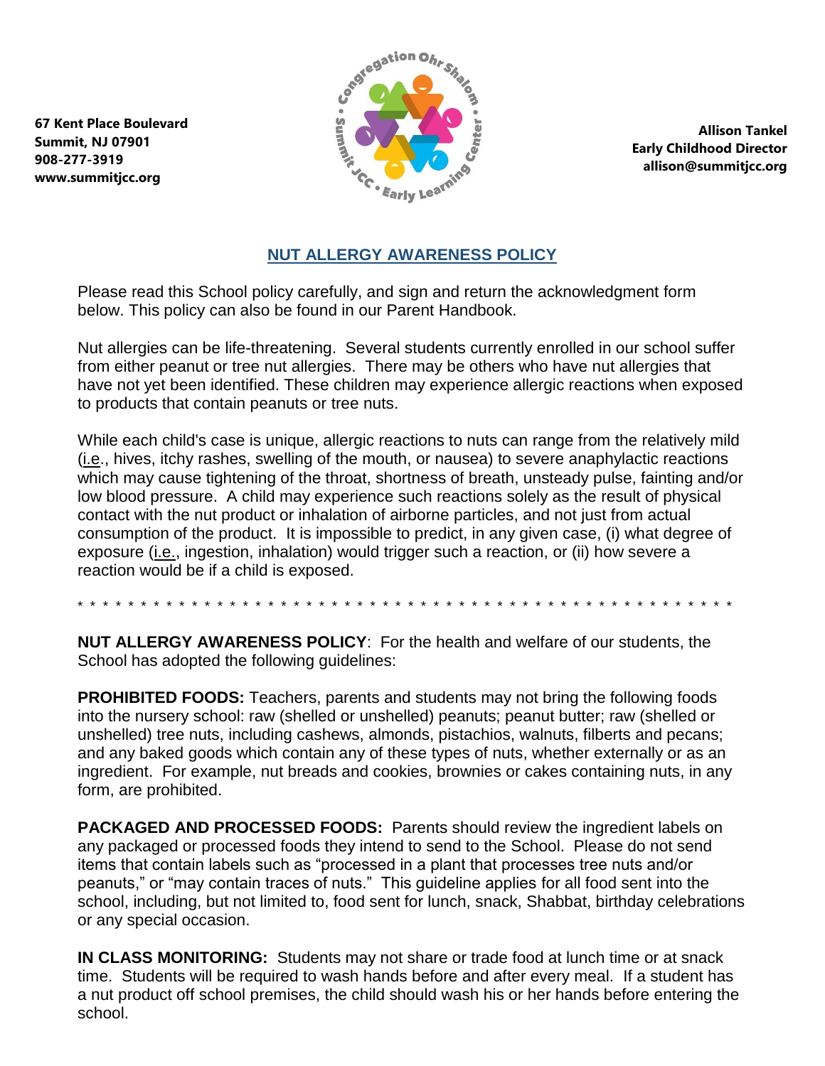67 Kent Place Boulevard
Summit, NJ 07901
908-277-3919
www.summitjcc.org

Allison Tankel
Early Childhood Director
allison@summitjcc.org

## NUT ALLERGY AWARENESS POLICY

Please read this School policy carefully, and sign and return the acknowledgment form below. This policy can also be found in our Parent Handbook.

Nut allergies can be life-threatening. Several students currently enrolled in our school suffer from either peanut or tree nut allergies. There may be others who have nut allergies that have not yet been identified. These children may experience allergic reactions when exposed to products that contain peanuts or tree nuts.

While each child's case is unique, allergic reactions to nuts can range from the relatively mild (i.e., hives, itchy rashes, swelling of the mouth, or nausea) to severe anaphylactic reactions which may cause tightening of the throat, shortness of breath, unsteady pulse, fainting and/or low blood pressure. A child may experience such reactions solely as the result of physical contact with the nut product or inhalation of airborne particles, and not just from actual consumption of the product. It is impossible to predict, in any given case, (i) what degree of exposure (i.e., ingestion, inhalation) would trigger such a reaction, or (ii) how severe a reaction would be if a child is exposed.

* * * * * * * * * * * * * * * * * * * * * * * * * * * * * * * * * * * * * * * * * * * * * * * * * * * * * * * *

**NUT ALLERGY AWARENESS POLICY**: For the health and welfare of our students, the School has adopted the following guidelines:

**PROHIBITED FOODS:** Teachers, parents and students may not bring the following foods into the nursery school: raw (shelled or unshelled) peanuts; peanut butter; raw (shelled or unshelled) tree nuts, including cashews, almonds, pistachios, walnuts, filberts and pecans; and any baked goods which contain any of these types of nuts, whether externally or as an ingredient. For example, nut breads and cookies, brownies or cakes containing nuts, in any form, are prohibited.

**PACKAGED AND PROCESSED FOODS:** Parents should review the ingredient labels on any packaged or processed foods they intend to send to the School. Please do not send items that contain labels such as "processed in a plant that processes tree nuts and/or peanuts," or "may contain traces of nuts." This guideline applies for all food sent into the school, including, but not limited to, food sent for lunch, snack, Shabbat, birthday celebrations or any special occasion.

**IN CLASS MONITORING:** Students may not share or trade food at lunch time or at snack time. Students will be required to wash hands before and after every meal. If a student has a nut product off school premises, the child should wash his or her hands before entering the school.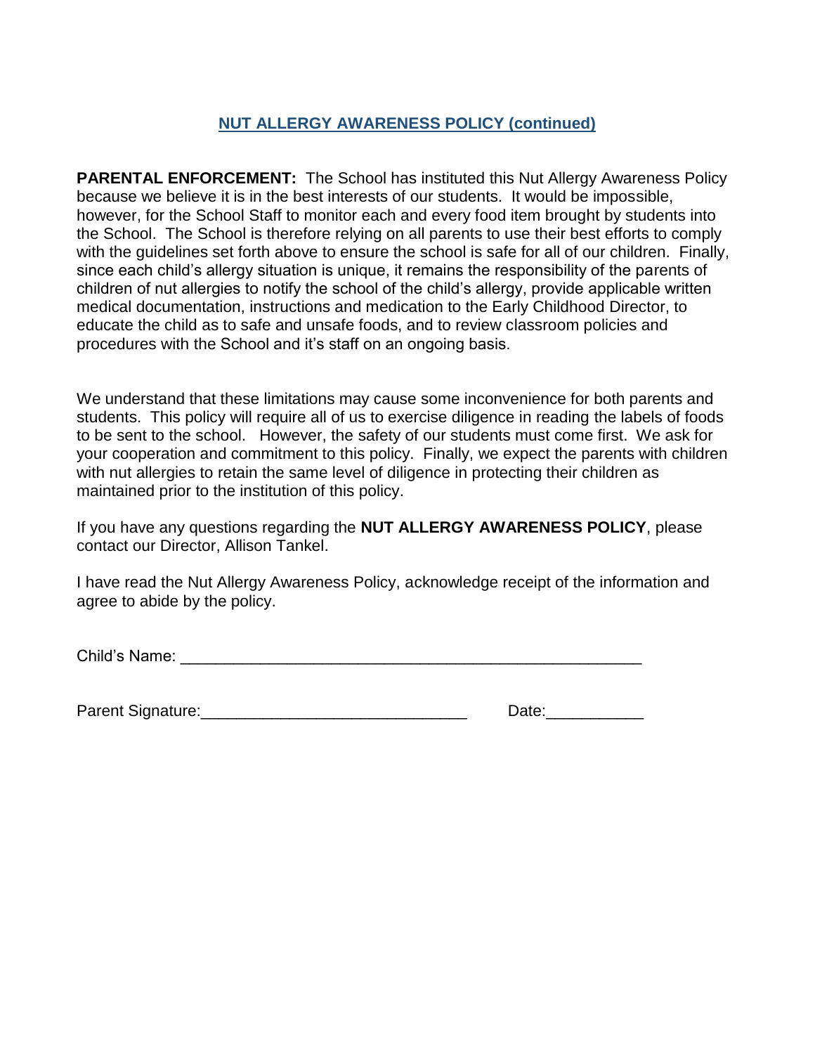## NUT ALLERGY AWARENESS POLICY (continued)

**PARENTAL ENFORCEMENT:** The School has instituted this Nut Allergy Awareness Policy because we believe it is in the best interests of our students. It would be impossible, however, for the School Staff to monitor each and every food item brought by students into the School. The School is therefore relying on all parents to use their best efforts to comply with the guidelines set forth above to ensure the school is safe for all of our children. Finally, since each child's allergy situation is unique, it remains the responsibility of the parents of children of nut allergies to notify the school of the child's allergy, provide applicable written medical documentation, instructions and medication to the Early Childhood Director, to educate the child as to safe and unsafe foods, and to review classroom policies and procedures with the School and it's staff on an ongoing basis.

We understand that these limitations may cause some inconvenience for both parents and students. This policy will require all of us to exercise diligence in reading the labels of foods to be sent to the school. However, the safety of our students must come first. We ask for your cooperation and commitment to this policy. Finally, we expect the parents with children with nut allergies to retain the same level of diligence in protecting their children as maintained prior to the institution of this policy.

If you have any questions regarding the **NUT ALLERGY AWARENESS POLICY**, please contact our Director, Allison Tankel.

I have read the Nut Allergy Awareness Policy, acknowledge receipt of the information and agree to abide by the policy.

Child's Name: _____________________________________________________

Parent Signature:______________________________ Date:___________